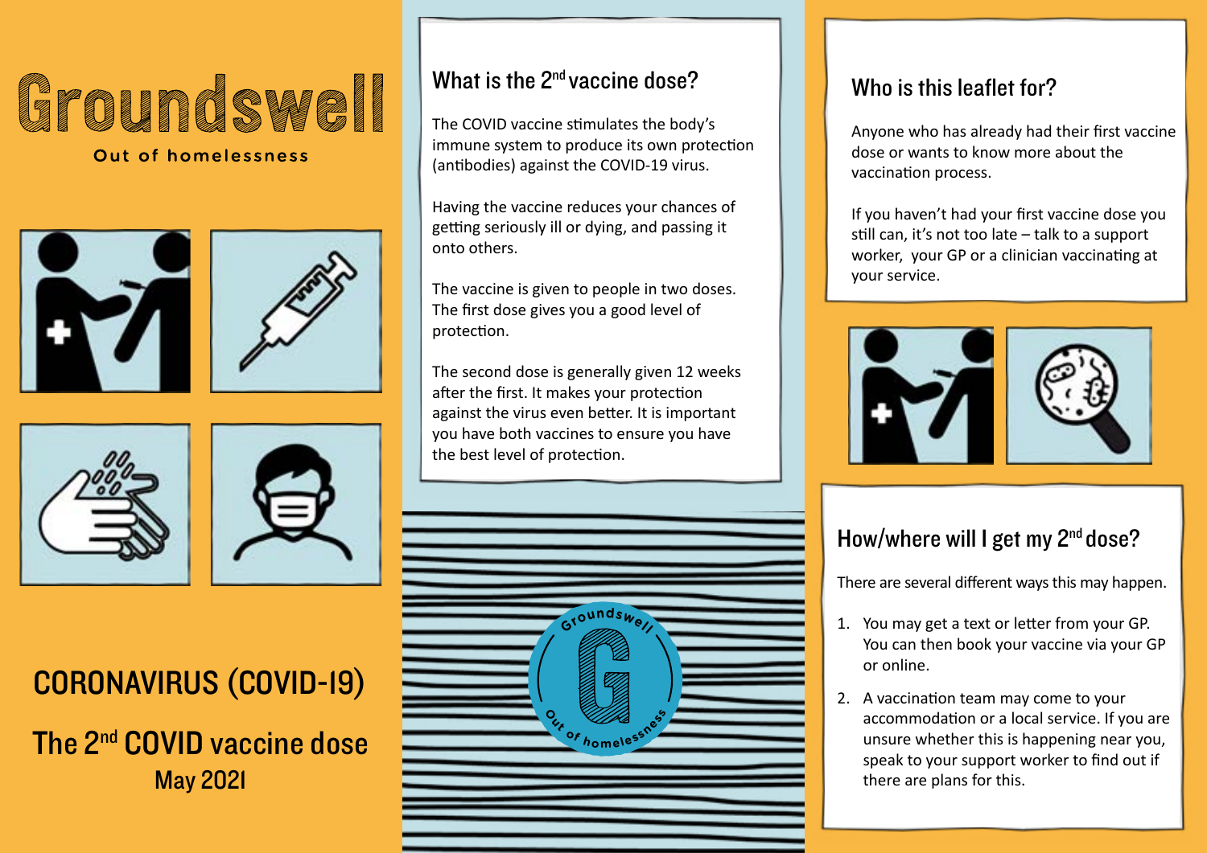# Groundswell

Out of homelessness

# CORONAVIRUS (COVID-19)

## The 2nd COVID vaccine dose

May 2021

## What is the 2nd vaccine dose?

The COVID vaccine stimulates the body's immune system to produce its own protection (antibodies) against the COVID-19 virus.

Having the vaccine reduces your chances of getting seriously ill or dying, and passing it onto others.

The vaccine is given to people in two doses. The first dose gives you a good level of protection.

The second dose is generally given 12 weeks after the first. It makes your protection against the virus even better. It is important you have both vaccines to ensure you have the best level of protection.

Groundswell

Out of homelessness

## Who is this leaflet for?

Anyone who has already had their first vaccine dose or wants to know more about the vaccination process.

If you haven't had your first vaccine dose you still can, it's not too late – talk to a support worker, your GP or a clinician vaccinating at your service.

## How/where will I get my 2nd dose?

There are several different ways this may happen.

1. You may get a text or letter from your GP. You can then book your vaccine via your GP or online.
2. A vaccination team may come to your accommodation or a local service. If you are unsure whether this is happening near you, speak to your support worker to find out if there are plans for this.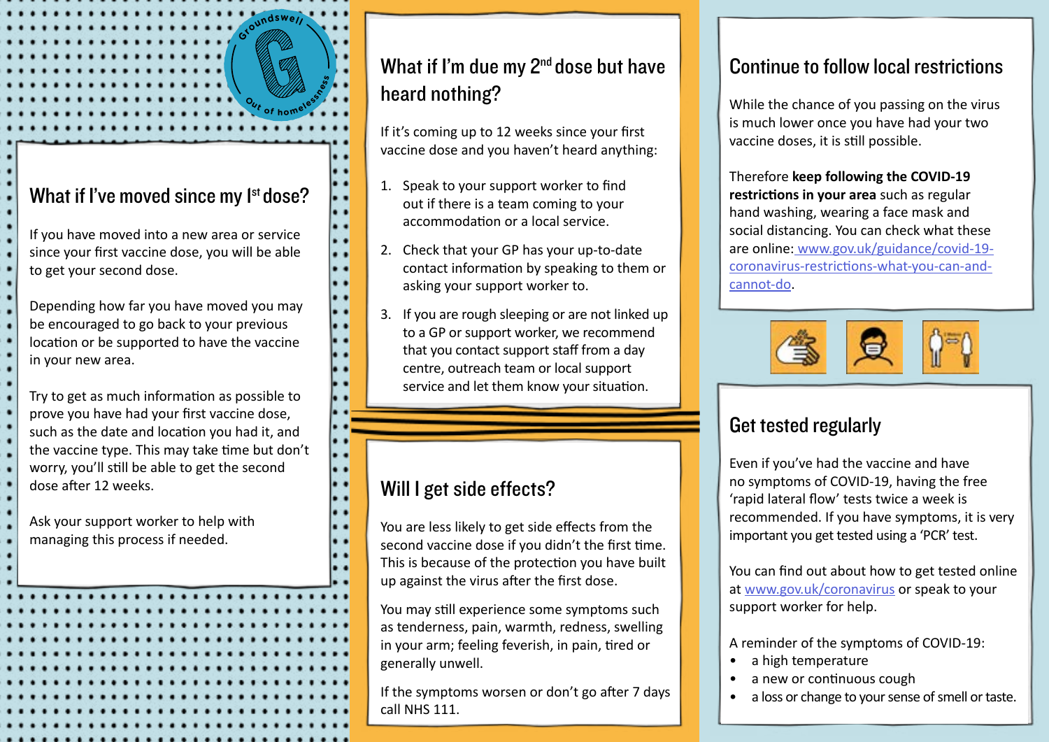## What if I've moved since my 1st dose?

If you have moved into a new area or service since your first vaccine dose, you will be able to get your second dose.

Depending how far you have moved you may be encouraged to go back to your previous location or be supported to have the vaccine in your new area.

Try to get as much information as possible to prove you have had your first vaccine dose, such as the date and location you had it, and the vaccine type. This may take time but don't worry, you'll still be able to get the second dose after 12 weeks.

Ask your support worker to help with managing this process if needed.

## What if I'm due my 2nd dose but have heard nothing?

If it's coming up to 12 weeks since your first vaccine dose and you haven't heard anything:

1. Speak to your support worker to find out if there is a team coming to your accommodation or a local service.
2. Check that your GP has your up-to-date contact information by speaking to them or asking your support worker to.
3. If you are rough sleeping or are not linked up to a GP or support worker, we recommend that you contact support staff from a day centre, outreach team or local support service and let them know your situation.

## Will I get side effects?

You are less likely to get side effects from the second vaccine dose if you didn't the first time. This is because of the protection you have built up against the virus after the first dose.

You may still experience some symptoms such as tenderness, pain, warmth, redness, swelling in your arm; feeling feverish, in pain, tired or generally unwell.

If the symptoms worsen or don't go after 7 days call NHS 111.

## Continue to follow local restrictions

While the chance of you passing on the virus is much lower once you have had your two vaccine doses, it is still possible.

Therefore **keep following the COVID-19 restrictions in your area** such as regular hand washing, wearing a face mask and social distancing. You can check what these are online: www.gov.uk/guidance/covid-19-coronavirus-restrictions-what-you-can-and-cannot-do.

## Get tested regularly

Even if you've had the vaccine and have no symptoms of COVID-19, having the free 'rapid lateral flow' tests twice a week is recommended. If you have symptoms, it is very important you get tested using a 'PCR' test.

You can find out about how to get tested online at www.gov.uk/coronavirus or speak to your support worker for help.

A reminder of the symptoms of COVID-19:

- a high temperature
- a new or continuous cough
- a loss or change to your sense of smell or taste.